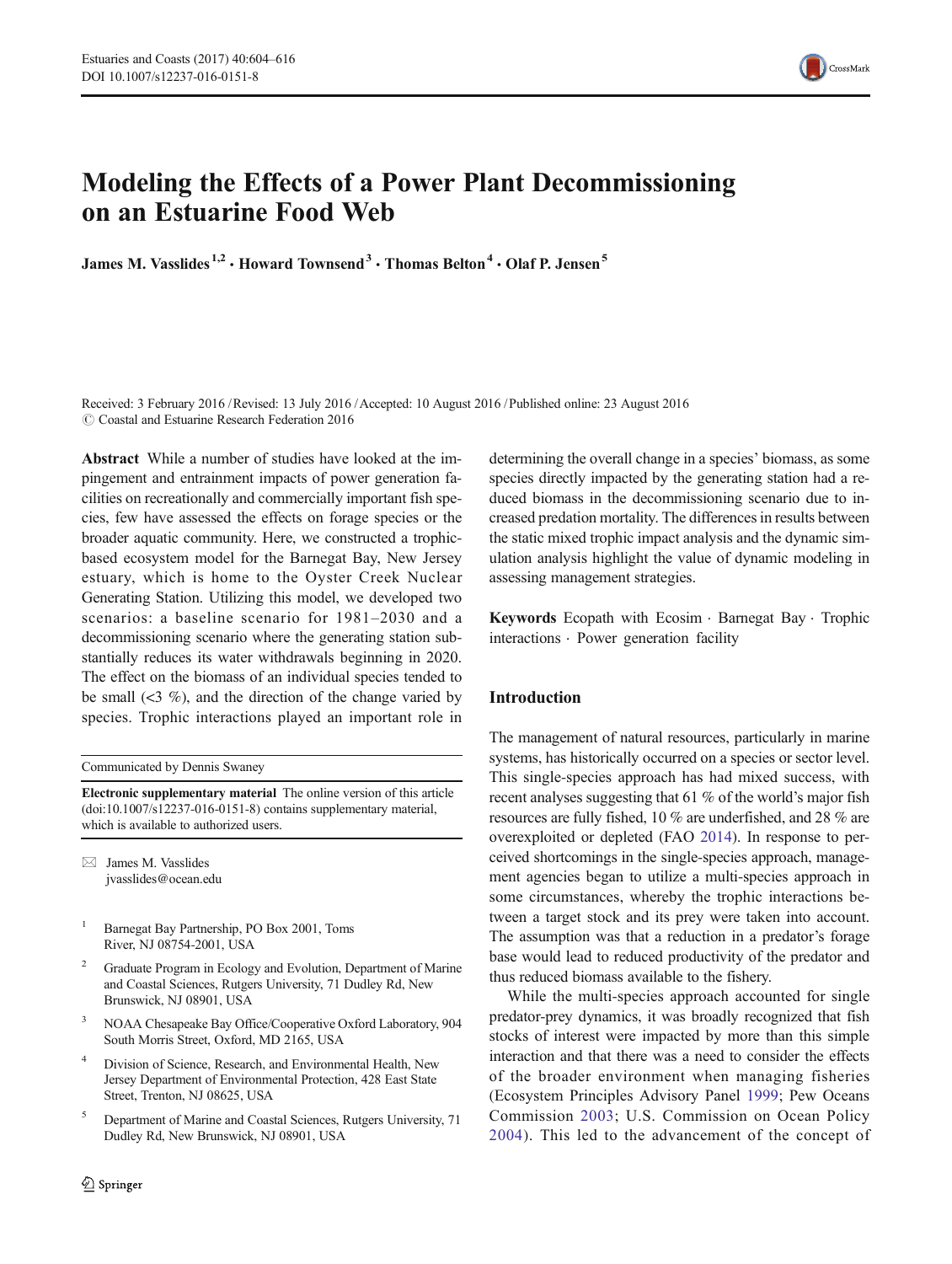# Modeling the Effects of a Power Plant Decommissioning on an Estuarine Food Web

**James M. Vasslides[1,2] · Howard Townsend[3] · Thomas Belton[4] · Olaf P. Jensen[5]**

Received: 3 February 2016 / Revised: 13 July 2016 / Accepted: 10 August 2016 / Published online: 23 August 2016
© Coastal and Estuarine Research Federation 2016

**Abstract** While a number of studies have looked at the impingement and entrainment impacts of power generation facilities on recreationally and commercially important fish species, few have assessed the effects on forage species or the broader aquatic community. Here, we constructed a trophic-based ecosystem model for the Barnegat Bay, New Jersey estuary, which is home to the Oyster Creek Nuclear Generating Station. Utilizing this model, we developed two scenarios: a baseline scenario for 1981–2030 and a decommissioning scenario where the generating station substantially reduces its water withdrawals beginning in 2020. The effect on the biomass of an individual species tended to be small (<3 %), and the direction of the change varied by species. Trophic interactions played an important role in determining the overall change in a species' biomass, as some species directly impacted by the generating station had a reduced biomass in the decommissioning scenario due to increased predation mortality. The differences in results between the static mixed trophic impact analysis and the dynamic simulation analysis highlight the value of dynamic modeling in assessing management strategies.

**Keywords** Ecopath with Ecosim · Barnegat Bay · Trophic interactions · Power generation facility

Communicated by Dennis Swaney

**Electronic supplementary material** The online version of this article (doi:10.1007/s12237-016-0151-8) contains supplementary material, which is available to authorized users.

✉ James M. Vasslides
jvasslides@ocean.edu

[1] Barnegat Bay Partnership, PO Box 2001, Toms River, NJ 08754-2001, USA

[2] Graduate Program in Ecology and Evolution, Department of Marine and Coastal Sciences, Rutgers University, 71 Dudley Rd, New Brunswick, NJ 08901, USA

[3] NOAA Chesapeake Bay Office/Cooperative Oxford Laboratory, 904 South Morris Street, Oxford, MD 2165, USA

[4] Division of Science, Research, and Environmental Health, New Jersey Department of Environmental Protection, 428 East State Street, Trenton, NJ 08625, USA

[5] Department of Marine and Coastal Sciences, Rutgers University, 71 Dudley Rd, New Brunswick, NJ 08901, USA

## Introduction

The management of natural resources, particularly in marine systems, has historically occurred on a species or sector level. This single-species approach has had mixed success, with recent analyses suggesting that 61 % of the world's major fish resources are fully fished, 10 % are underfished, and 28 % are overexploited or depleted (FAO 2014). In response to perceived shortcomings in the single-species approach, management agencies began to utilize a multi-species approach in some circumstances, whereby the trophic interactions between a target stock and its prey were taken into account. The assumption was that a reduction in a predator's forage base would lead to reduced productivity of the predator and thus reduced biomass available to the fishery.

While the multi-species approach accounted for single predator-prey dynamics, it was broadly recognized that fish stocks of interest were impacted by more than this simple interaction and that there was a need to consider the effects of the broader environment when managing fisheries (Ecosystem Principles Advisory Panel 1999; Pew Oceans Commission 2003; U.S. Commission on Ocean Policy 2004). This led to the advancement of the concept of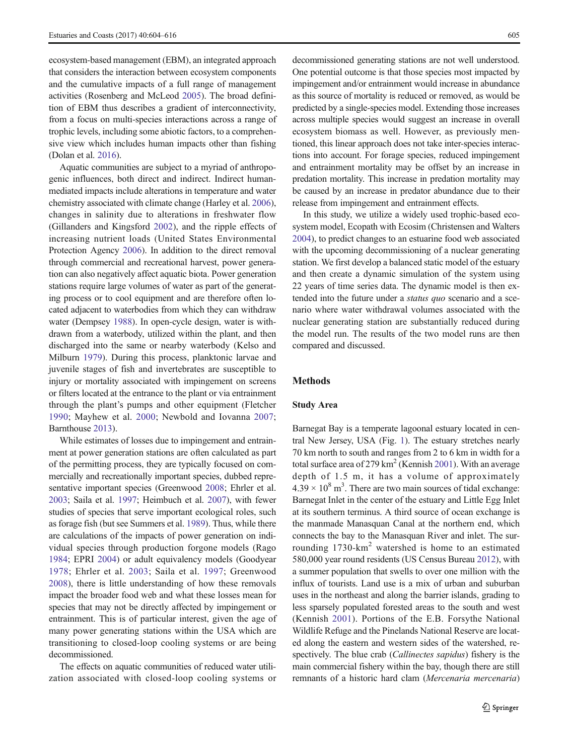ecosystem-based management (EBM), an integrated approach that considers the interaction between ecosystem components and the cumulative impacts of a full range of management activities (Rosenberg and McLeod 2005). The broad definition of EBM thus describes a gradient of interconnectivity, from a focus on multi-species interactions across a range of trophic levels, including some abiotic factors, to a comprehensive view which includes human impacts other than fishing (Dolan et al. 2016).

Aquatic communities are subject to a myriad of anthropogenic influences, both direct and indirect. Indirect human-mediated impacts include alterations in temperature and water chemistry associated with climate change (Harley et al. 2006), changes in salinity due to alterations in freshwater flow (Gillanders and Kingsford 2002), and the ripple effects of increasing nutrient loads (United States Environmental Protection Agency 2006). In addition to the direct removal through commercial and recreational harvest, power generation can also negatively affect aquatic biota. Power generation stations require large volumes of water as part of the generating process or to cool equipment and are therefore often located adjacent to waterbodies from which they can withdraw water (Dempsey 1988). In open-cycle design, water is withdrawn from a waterbody, utilized within the plant, and then discharged into the same or nearby waterbody (Kelso and Milburn 1979). During this process, planktonic larvae and juvenile stages of fish and invertebrates are susceptible to injury or mortality associated with impingement on screens or filters located at the entrance to the plant or via entrainment through the plant's pumps and other equipment (Fletcher 1990; Mayhew et al. 2000; Newbold and Iovanna 2007; Barnthouse 2013).

While estimates of losses due to impingement and entrainment at power generation stations are often calculated as part of the permitting process, they are typically focused on commercially and recreationally important species, dubbed representative important species (Greenwood 2008; Ehrler et al. 2003; Saila et al. 1997; Heimbuch et al. 2007), with fewer studies of species that serve important ecological roles, such as forage fish (but see Summers et al. 1989). Thus, while there are calculations of the impacts of power generation on individual species through production forgone models (Rago 1984; EPRI 2004) or adult equivalency models (Goodyear 1978; Ehrler et al. 2003; Saila et al. 1997; Greenwood 2008), there is little understanding of how these removals impact the broader food web and what these losses mean for species that may not be directly affected by impingement or entrainment. This is of particular interest, given the age of many power generating stations within the USA which are transitioning to closed-loop cooling systems or are being decommissioned.

The effects on aquatic communities of reduced water utilization associated with closed-loop cooling systems or decommissioned generating stations are not well understood. One potential outcome is that those species most impacted by impingement and/or entrainment would increase in abundance as this source of mortality is reduced or removed, as would be predicted by a single-species model. Extending those increases across multiple species would suggest an increase in overall ecosystem biomass as well. However, as previously mentioned, this linear approach does not take inter-species interactions into account. For forage species, reduced impingement and entrainment mortality may be offset by an increase in predation mortality. This increase in predation mortality may be caused by an increase in predator abundance due to their release from impingement and entrainment effects.

In this study, we utilize a widely used trophic-based ecosystem model, Ecopath with Ecosim (Christensen and Walters 2004), to predict changes to an estuarine food web associated with the upcoming decommissioning of a nuclear generating station. We first develop a balanced static model of the estuary and then create a dynamic simulation of the system using 22 years of time series data. The dynamic model is then extended into the future under a *status quo* scenario and a scenario where water withdrawal volumes associated with the nuclear generating station are substantially reduced during the model run. The results of the two model runs are then compared and discussed.

## Methods

### Study Area

Barnegat Bay is a temperate lagoonal estuary located in central New Jersey, USA (Fig. 1). The estuary stretches nearly 70 km north to south and ranges from 2 to 6 km in width for a total surface area of 279 $km^2$ (Kennish 2001). With an average depth of 1.5 m, it has a volume of approximately $4.39 \times 10^8$ $m^3$. There are two main sources of tidal exchange: Barnegat Inlet in the center of the estuary and Little Egg Inlet at its southern terminus. A third source of ocean exchange is the manmade Manasquan Canal at the northern end, which connects the bay to the Manasquan River and inlet. The surrounding 1730-$km^2$ watershed is home to an estimated 580,000 year round residents (US Census Bureau 2012), with a summer population that swells to over one million with the influx of tourists. Land use is a mix of urban and suburban uses in the northeast and along the barrier islands, grading to less sparsely populated forested areas to the south and west (Kennish 2001). Portions of the E.B. Forsythe National Wildlife Refuge and the Pinelands National Reserve are located along the eastern and western sides of the watershed, respectively. The blue crab (*Callinectes sapidus*) fishery is the main commercial fishery within the bay, though there are still remnants of a historic hard clam (*Mercenaria mercenaria*)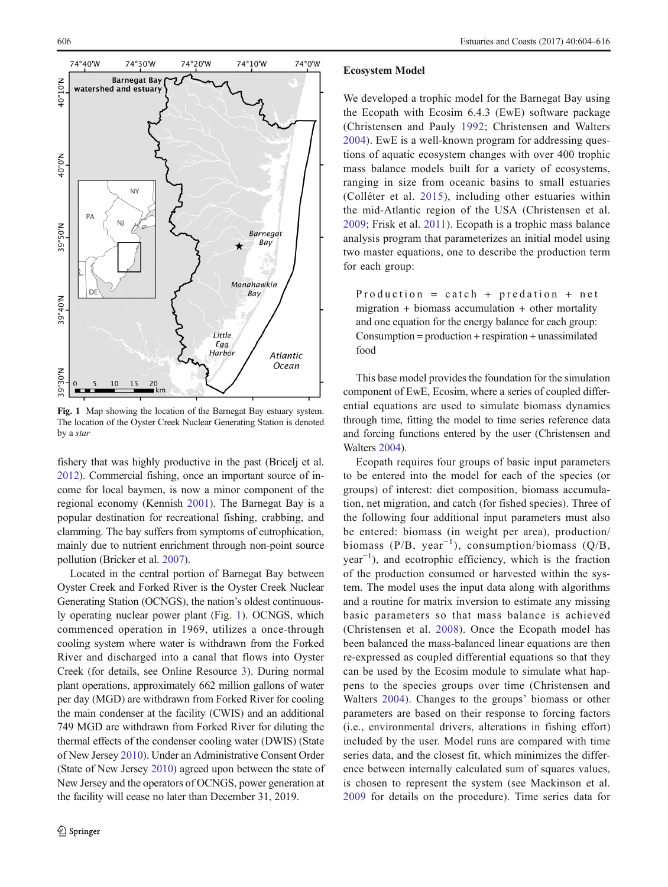Fig. 1 Map showing the location of the Barnegat Bay estuary system. The location of the Oyster Creek Nuclear Generating Station is denoted by a *star*

fishery that was highly productive in the past (Bricelj et al. 2012). Commercial fishing, once an important source of income for local baymen, is now a minor component of the regional economy (Kennish 2001). The Barnegat Bay is a popular destination for recreational fishing, crabbing, and clamming. The bay suffers from symptoms of eutrophication, mainly due to nutrient enrichment through non-point source pollution (Bricker et al. 2007).

Located in the central portion of Barnegat Bay between Oyster Creek and Forked River is the Oyster Creek Nuclear Generating Station (OCNGS), the nation's oldest continuously operating nuclear power plant (Fig. 1). OCNGS, which commenced operation in 1969, utilizes a once-through cooling system where water is withdrawn from the Forked River and discharged into a canal that flows into Oyster Creek (for details, see Online Resource 3). During normal plant operations, approximately 662 million gallons of water per day (MGD) are withdrawn from Forked River for cooling the main condenser at the facility (CWIS) and an additional 749 MGD are withdrawn from Forked River for diluting the thermal effects of the condenser cooling water (DWIS) (State of New Jersey 2010). Under an Administrative Consent Order (State of New Jersey 2010) agreed upon between the state of New Jersey and the operators of OCNGS, power generation at the facility will cease no later than December 31, 2019.

## Ecosystem Model

We developed a trophic model for the Barnegat Bay using the Ecopath with Ecosim 6.4.3 (EwE) software package (Christensen and Pauly 1992; Christensen and Walters 2004). EwE is a well-known program for addressing questions of aquatic ecosystem changes with over 400 trophic mass balance models built for a variety of ecosystems, ranging in size from oceanic basins to small estuaries (Colléter et al. 2015), including other estuaries within the mid-Atlantic region of the USA (Christensen et al. 2009; Frisk et al. 2011). Ecopath is a trophic mass balance analysis program that parameterizes an initial model using two master equations, one to describe the production term for each group:

Production = catch + predation + net migration + biomass accumulation + other mortality and one equation for the energy balance for each group: Consumption = production + respiration + unassimilated food

This base model provides the foundation for the simulation component of EwE, Ecosim, where a series of coupled differential equations are used to simulate biomass dynamics through time, fitting the model to time series reference data and forcing functions entered by the user (Christensen and Walters 2004).

Ecopath requires four groups of basic input parameters to be entered into the model for each of the species (or groups) of interest: diet composition, biomass accumulation, net migration, and catch (for fished species). Three of the following four additional input parameters must also be entered: biomass (in weight per area), production/biomass (P/B, year$^{-1}$), consumption/biomass (Q/B, year$^{-1}$), and ecotrophic efficiency, which is the fraction of the production consumed or harvested within the system. The model uses the input data along with algorithms and a routine for matrix inversion to estimate any missing basic parameters so that mass balance is achieved (Christensen et al. 2008). Once the Ecopath model has been balanced the mass-balanced linear equations are then re-expressed as coupled differential equations so that they can be used by the Ecosim module to simulate what happens to the species groups over time (Christensen and Walters 2004). Changes to the groups' biomass or other parameters are based on their response to forcing factors (i.e., environmental drivers, alterations in fishing effort) included by the user. Model runs are compared with time series data, and the closest fit, which minimizes the difference between internally calculated sum of squares values, is chosen to represent the system (see Mackinson et al. 2009 for details on the procedure). Time series data for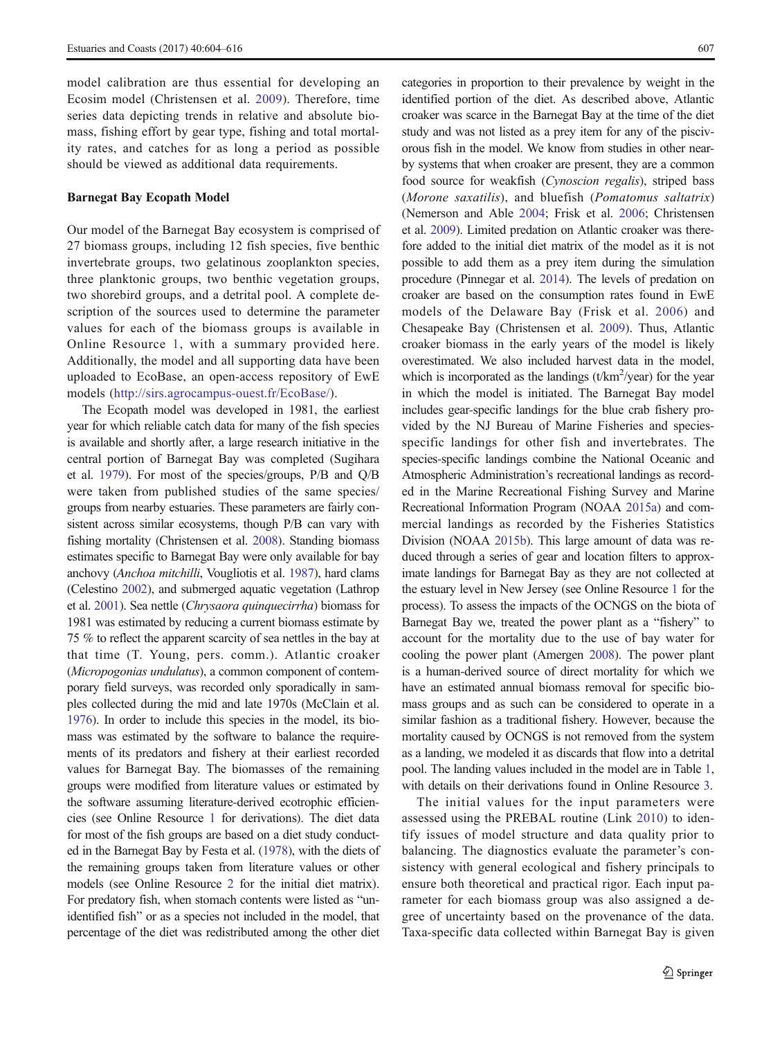model calibration are thus essential for developing an Ecosim model (Christensen et al. 2009). Therefore, time series data depicting trends in relative and absolute biomass, fishing effort by gear type, fishing and total mortality rates, and catches for as long a period as possible should be viewed as additional data requirements.

### Barnegat Bay Ecopath Model

Our model of the Barnegat Bay ecosystem is comprised of 27 biomass groups, including 12 fish species, five benthic invertebrate groups, two gelatinous zooplankton species, three planktonic groups, two benthic vegetation groups, two shorebird groups, and a detrital pool. A complete description of the sources used to determine the parameter values for each of the biomass groups is available in Online Resource 1, with a summary provided here. Additionally, the model and all supporting data have been uploaded to EcoBase, an open-access repository of EwE models (http://sirs.agrocampus-ouest.fr/EcoBase/).

The Ecopath model was developed in 1981, the earliest year for which reliable catch data for many of the fish species is available and shortly after, a large research initiative in the central portion of Barnegat Bay was completed (Sugihara et al. 1979). For most of the species/groups, P/B and Q/B were taken from published studies of the same species/groups from nearby estuaries. These parameters are fairly consistent across similar ecosystems, though P/B can vary with fishing mortality (Christensen et al. 2008). Standing biomass estimates specific to Barnegat Bay were only available for bay anchovy (*Anchoa mitchilli*, Vougliotis et al. 1987), hard clams (Celestino 2002), and submerged aquatic vegetation (Lathrop et al. 2001). Sea nettle (*Chrysaora quinquecirrha*) biomass for 1981 was estimated by reducing a current biomass estimate by 75 % to reflect the apparent scarcity of sea nettles in the bay at that time (T. Young, pers. comm.). Atlantic croaker (*Micropogonias undulatus*), a common component of contemporary field surveys, was recorded only sporadically in samples collected during the mid and late 1970s (McClain et al. 1976). In order to include this species in the model, its biomass was estimated by the software to balance the requirements of its predators and fishery at their earliest recorded values for Barnegat Bay. The biomasses of the remaining groups were modified from literature values or estimated by the software assuming literature-derived ecotrophic efficiencies (see Online Resource 1 for derivations). The diet data for most of the fish groups are based on a diet study conducted in the Barnegat Bay by Festa et al. (1978), with the diets of the remaining groups taken from literature values or other models (see Online Resource 2 for the initial diet matrix). For predatory fish, when stomach contents were listed as "unidentified fish" or as a species not included in the model, that percentage of the diet was redistributed among the other diet categories in proportion to their prevalence by weight in the identified portion of the diet. As described above, Atlantic croaker was scarce in the Barnegat Bay at the time of the diet study and was not listed as a prey item for any of the piscivorous fish in the model. We know from studies in other nearby systems that when croaker are present, they are a common food source for weakfish (*Cynoscion regalis*), striped bass (*Morone saxatilis*), and bluefish (*Pomatomus saltatrix*) (Nemerson and Able 2004; Frisk et al. 2006; Christensen et al. 2009). Limited predation on Atlantic croaker was therefore added to the initial diet matrix of the model as it is not possible to add them as a prey item during the simulation procedure (Pinnegar et al. 2014). The levels of predation on croaker are based on the consumption rates found in EwE models of the Delaware Bay (Frisk et al. 2006) and Chesapeake Bay (Christensen et al. 2009). Thus, Atlantic croaker biomass in the early years of the model is likely overestimated. We also included harvest data in the model, which is incorporated as the landings (t/km$^2$/year) for the year in which the model is initiated. The Barnegat Bay model includes gear-specific landings for the blue crab fishery provided by the NJ Bureau of Marine Fisheries and species-specific landings for other fish and invertebrates. The species-specific landings combine the National Oceanic and Atmospheric Administration's recreational landings as recorded in the Marine Recreational Fishing Survey and Marine Recreational Information Program (NOAA 2015a) and commercial landings as recorded by the Fisheries Statistics Division (NOAA 2015b). This large amount of data was reduced through a series of gear and location filters to approximate landings for Barnegat Bay as they are not collected at the estuary level in New Jersey (see Online Resource 1 for the process). To assess the impacts of the OCNGS on the biota of Barnegat Bay we, treated the power plant as a "fishery" to account for the mortality due to the use of bay water for cooling the power plant (Amergen 2008). The power plant is a human-derived source of direct mortality for which we have an estimated annual biomass removal for specific biomass groups and as such can be considered to operate in a similar fashion as a traditional fishery. However, because the mortality caused by OCNGS is not removed from the system as a landing, we modeled it as discards that flow into a detrital pool. The landing values included in the model are in Table 1, with details on their derivations found in Online Resource 3.

The initial values for the input parameters were assessed using the PREBAL routine (Link 2010) to identify issues of model structure and data quality prior to balancing. The diagnostics evaluate the parameter's consistency with general ecological and fishery principals to ensure both theoretical and practical rigor. Each input parameter for each biomass group was also assigned a degree of uncertainty based on the provenance of the data. Taxa-specific data collected within Barnegat Bay is given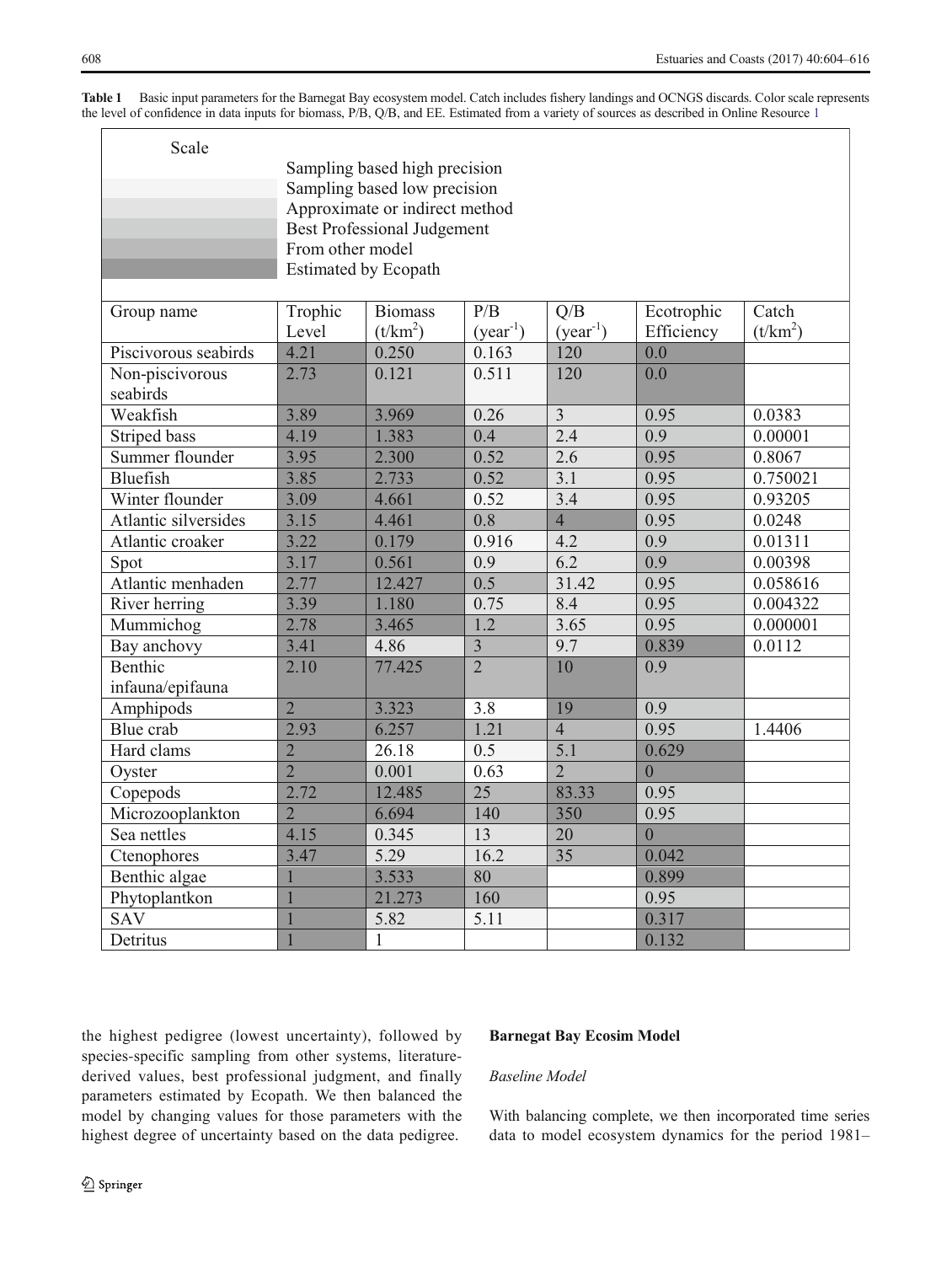**Table 1** Basic input parameters for the Barnegat Bay ecosystem model. Catch includes fishery landings and OCNGS discards. Color scale represents the level of confidence in data inputs for biomass, P/B, Q/B, and EE. Estimated from a variety of sources as described in Online Resource 1

| Scale |
| --- |
| Sampling based high precision |
| Sampling based low precision |
| Approximate or indirect method |
| Best Professional Judgement |
| From other model |
| Estimated by Ecopath |

| Group name | Trophic Level | Biomass ($t/km^2$) | P/B ($year^{-1}$) | Q/B ($year^{-1}$) | Ecotrophic Efficiency | Catch ($t/km^2$) |
| --- | --- | --- | --- | --- | --- | --- |
| Piscivorous seabirds | 4.21 | 0.250 | 0.163 | 120 | 0.0 | |
| Non-piscivorous seabirds | 2.73 | 0.121 | 0.511 | 120 | 0.0 | |
| Weakfish | 3.89 | 3.969 | 0.26 | 3 | 0.95 | 0.0383 |
| Striped bass | 4.19 | 1.383 | 0.4 | 2.4 | 0.9 | 0.00001 |
| Summer flounder | 3.95 | 2.300 | 0.52 | 2.6 | 0.95 | 0.8067 |
| Bluefish | 3.85 | 2.733 | 0.52 | 3.1 | 0.95 | 0.750021 |
| Winter flounder | 3.09 | 4.661 | 0.52 | 3.4 | 0.95 | 0.93205 |
| Atlantic silversides | 3.15 | 4.461 | 0.8 | 4 | 0.95 | 0.0248 |
| Atlantic croaker | 3.22 | 0.179 | 0.916 | 4.2 | 0.9 | 0.01311 |
| Spot | 3.17 | 0.561 | 0.9 | 6.2 | 0.9 | 0.00398 |
| Atlantic menhaden | 2.77 | 12.427 | 0.5 | 31.42 | 0.95 | 0.058616 |
| River herring | 3.39 | 1.180 | 0.75 | 8.4 | 0.95 | 0.004322 |
| Mummichog | 2.78 | 3.465 | 1.2 | 3.65 | 0.95 | 0.000001 |
| Bay anchovy | 3.41 | 4.86 | 3 | 9.7 | 0.839 | 0.0112 |
| Benthic infauna/epifauna | 2.10 | 77.425 | 2 | 10 | 0.9 | |
| Amphipods | 2 | 3.323 | 3.8 | 19 | 0.9 | |
| Blue crab | 2.93 | 6.257 | 1.21 | 4 | 0.95 | 1.4406 |
| Hard clams | 2 | 26.18 | 0.5 | 5.1 | 0.629 | |
| Oyster | 2 | 0.001 | 0.63 | 2 | 0 | |
| Copepods | 2.72 | 12.485 | 25 | 83.33 | 0.95 | |
| Microzooplankton | 2 | 6.694 | 140 | 350 | 0.95 | |
| Sea nettles | 4.15 | 0.345 | 13 | 20 | 0 | |
| Ctenophores | 3.47 | 5.29 | 16.2 | 35 | 0.042 | |
| Benthic algae | 1 | 3.533 | 80 | | 0.899 | |
| Phytoplantkon | 1 | 21.273 | 160 | | 0.95 | |
| SAV | 1 | 5.82 | 5.11 | | 0.317 | |
| Detritus | 1 | 1 | | | 0.132 | |

the highest pedigree (lowest uncertainty), followed by species-specific sampling from other systems, literature-derived values, best professional judgment, and finally parameters estimated by Ecopath. We then balanced the model by changing values for those parameters with the highest degree of uncertainty based on the data pedigree.

## Barnegat Bay Ecosim Model

### *Baseline Model*

With balancing complete, we then incorporated time series data to model ecosystem dynamics for the period 1981–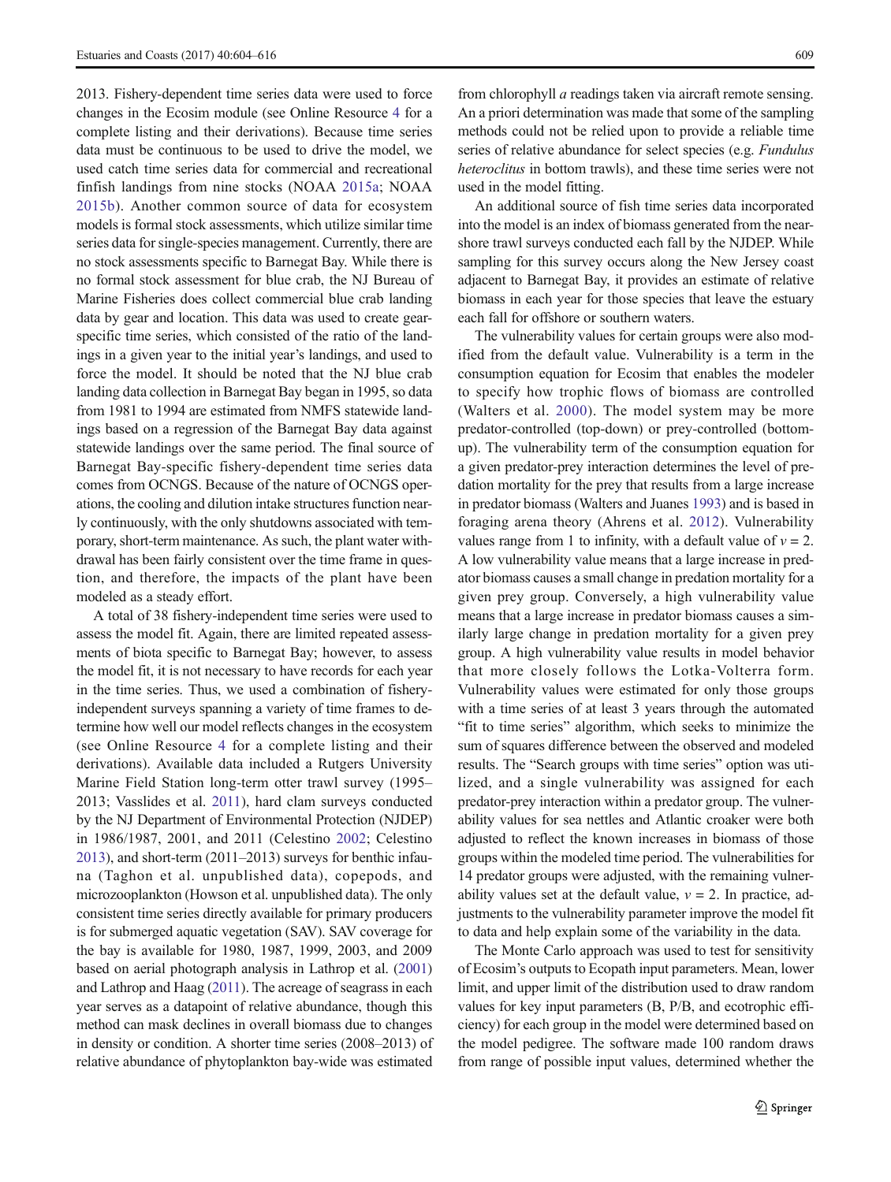2013. Fishery-dependent time series data were used to force changes in the Ecosim module (see Online Resource 4 for a complete listing and their derivations). Because time series data must be continuous to be used to drive the model, we used catch time series data for commercial and recreational finfish landings from nine stocks (NOAA 2015a; NOAA 2015b). Another common source of data for ecosystem models is formal stock assessments, which utilize similar time series data for single-species management. Currently, there are no stock assessments specific to Barnegat Bay. While there is no formal stock assessment for blue crab, the NJ Bureau of Marine Fisheries does collect commercial blue crab landing data by gear and location. This data was used to create gear-specific time series, which consisted of the ratio of the landings in a given year to the initial year's landings, and used to force the model. It should be noted that the NJ blue crab landing data collection in Barnegat Bay began in 1995, so data from 1981 to 1994 are estimated from NMFS statewide landings based on a regression of the Barnegat Bay data against statewide landings over the same period. The final source of Barnegat Bay-specific fishery-dependent time series data comes from OCNGS. Because of the nature of OCNGS operations, the cooling and dilution intake structures function nearly continuously, with the only shutdowns associated with temporary, short-term maintenance. As such, the plant water withdrawal has been fairly consistent over the time frame in question, and therefore, the impacts of the plant have been modeled as a steady effort.

A total of 38 fishery-independent time series were used to assess the model fit. Again, there are limited repeated assessments of biota specific to Barnegat Bay; however, to assess the model fit, it is not necessary to have records for each year in the time series. Thus, we used a combination of fishery-independent surveys spanning a variety of time frames to determine how well our model reflects changes in the ecosystem (see Online Resource 4 for a complete listing and their derivations). Available data included a Rutgers University Marine Field Station long-term otter trawl survey (1995–2013; Vasslides et al. 2011), hard clam surveys conducted by the NJ Department of Environmental Protection (NJDEP) in 1986/1987, 2001, and 2011 (Celestino 2002; Celestino 2013), and short-term (2011–2013) surveys for benthic infauna (Taghon et al. unpublished data), copepods, and microzooplankton (Howson et al. unpublished data). The only consistent time series directly available for primary producers is for submerged aquatic vegetation (SAV). SAV coverage for the bay is available for 1980, 1987, 1999, 2003, and 2009 based on aerial photograph analysis in Lathrop et al. (2001) and Lathrop and Haag (2011). The acreage of seagrass in each year serves as a datapoint of relative abundance, though this method can mask declines in overall biomass due to changes in density or condition. A shorter time series (2008–2013) of relative abundance of phytoplankton bay-wide was estimated from chlorophyll *a* readings taken via aircraft remote sensing. An a priori determination was made that some of the sampling methods could not be relied upon to provide a reliable time series of relative abundance for select species (e.g. *Fundulus heteroclitus* in bottom trawls), and these time series were not used in the model fitting.

An additional source of fish time series data incorporated into the model is an index of biomass generated from the near-shore trawl surveys conducted each fall by the NJDEP. While sampling for this survey occurs along the New Jersey coast adjacent to Barnegat Bay, it provides an estimate of relative biomass in each year for those species that leave the estuary each fall for offshore or southern waters.

The vulnerability values for certain groups were also modified from the default value. Vulnerability is a term in the consumption equation for Ecosim that enables the modeler to specify how trophic flows of biomass are controlled (Walters et al. 2000). The model system may be more predator-controlled (top-down) or prey-controlled (bottom-up). The vulnerability term of the consumption equation for a given predator-prey interaction determines the level of predation mortality for the prey that results from a large increase in predator biomass (Walters and Juanes 1993) and is based in foraging arena theory (Ahrens et al. 2012). Vulnerability values range from 1 to infinity, with a default value of $v = 2$. A low vulnerability value means that a large increase in predator biomass causes a small change in predation mortality for a given prey group. Conversely, a high vulnerability value means that a large increase in predator biomass causes a similarly large change in predation mortality for a given prey group. A high vulnerability value results in model behavior that more closely follows the Lotka-Volterra form. Vulnerability values were estimated for only those groups with a time series of at least 3 years through the automated "fit to time series" algorithm, which seeks to minimize the sum of squares difference between the observed and modeled results. The "Search groups with time series" option was utilized, and a single vulnerability was assigned for each predator-prey interaction within a predator group. The vulnerability values for sea nettles and Atlantic croaker were both adjusted to reflect the known increases in biomass of those groups within the modeled time period. The vulnerabilities for 14 predator groups were adjusted, with the remaining vulnerability values set at the default value, $v = 2$. In practice, adjustments to the vulnerability parameter improve the model fit to data and help explain some of the variability in the data.

The Monte Carlo approach was used to test for sensitivity of Ecosim's outputs to Ecopath input parameters. Mean, lower limit, and upper limit of the distribution used to draw random values for key input parameters (B, P/B, and ecotrophic efficiency) for each group in the model were determined based on the model pedigree. The software made 100 random draws from range of possible input values, determined whether the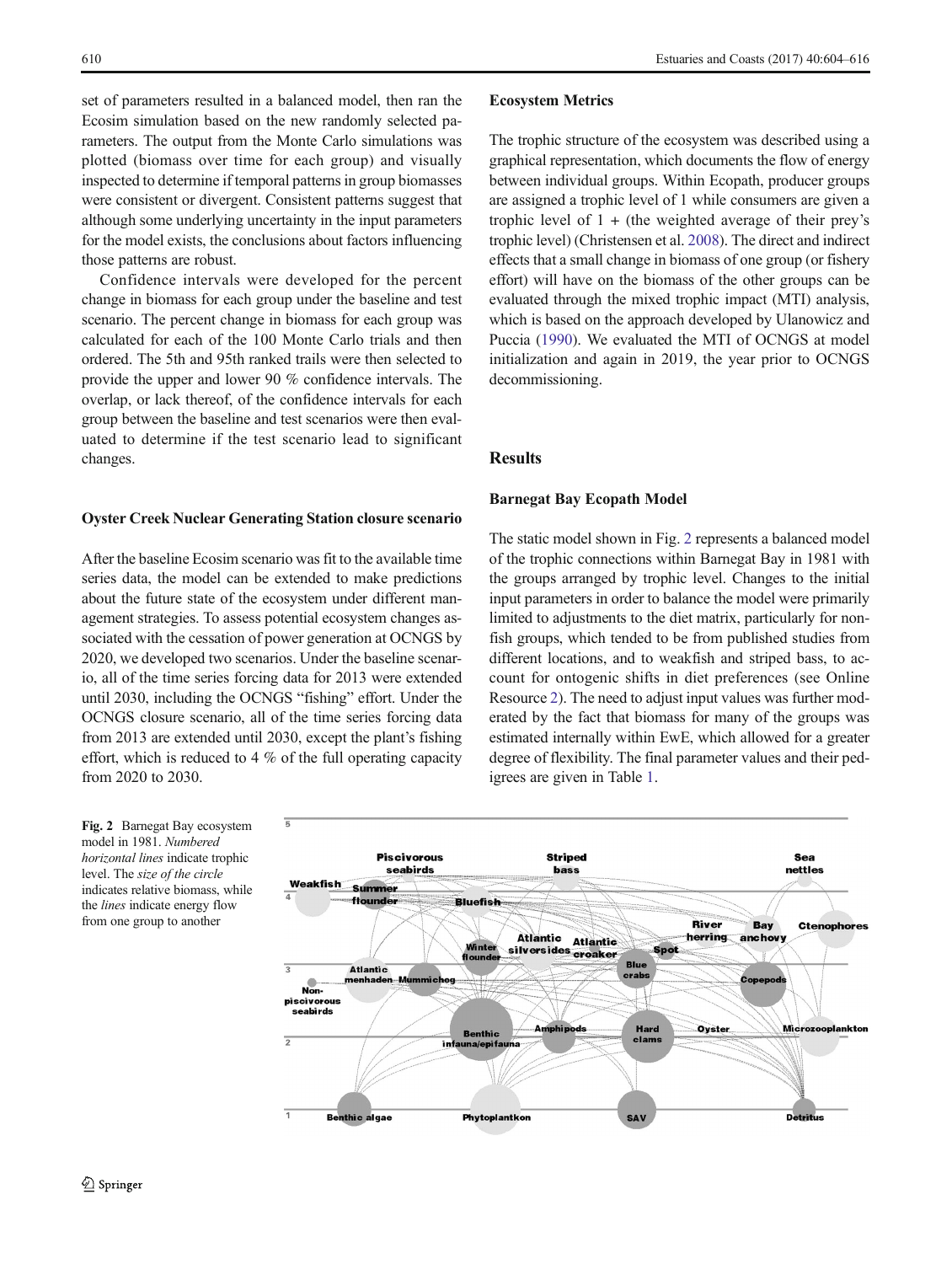set of parameters resulted in a balanced model, then ran the Ecosim simulation based on the new randomly selected parameters. The output from the Monte Carlo simulations was plotted (biomass over time for each group) and visually inspected to determine if temporal patterns in group biomasses were consistent or divergent. Consistent patterns suggest that although some underlying uncertainty in the input parameters for the model exists, the conclusions about factors influencing those patterns are robust.

Confidence intervals were developed for the percent change in biomass for each group under the baseline and test scenario. The percent change in biomass for each group was calculated for each of the 100 Monte Carlo trials and then ordered. The 5th and 95th ranked trails were then selected to provide the upper and lower 90 % confidence intervals. The overlap, or lack thereof, of the confidence intervals for each group between the baseline and test scenarios were then evaluated to determine if the test scenario lead to significant changes.

### Oyster Creek Nuclear Generating Station closure scenario

After the baseline Ecosim scenario was fit to the available time series data, the model can be extended to make predictions about the future state of the ecosystem under different management strategies. To assess potential ecosystem changes associated with the cessation of power generation at OCNGS by 2020, we developed two scenarios. Under the baseline scenario, all of the time series forcing data for 2013 were extended until 2030, including the OCNGS "fishing" effort. Under the OCNGS closure scenario, all of the time series forcing data from 2013 are extended until 2030, except the plant's fishing effort, which is reduced to 4 % of the full operating capacity from 2020 to 2030.

### Ecosystem Metrics

The trophic structure of the ecosystem was described using a graphical representation, which documents the flow of energy between individual groups. Within Ecopath, producer groups are assigned a trophic level of 1 while consumers are given a trophic level of 1 + (the weighted average of their prey's trophic level) (Christensen et al. 2008). The direct and indirect effects that a small change in biomass of one group (or fishery effort) will have on the biomass of the other groups can be evaluated through the mixed trophic impact (MTI) analysis, which is based on the approach developed by Ulanowicz and Puccia (1990). We evaluated the MTI of OCNGS at model initialization and again in 2019, the year prior to OCNGS decommissioning.

## Results

### Barnegat Bay Ecopath Model

The static model shown in Fig. 2 represents a balanced model of the trophic connections within Barnegat Bay in 1981 with the groups arranged by trophic level. Changes to the initial input parameters in order to balance the model were primarily limited to adjustments to the diet matrix, particularly for non-fish groups, which tended to be from published studies from different locations, and to weakfish and striped bass, to account for ontogenic shifts in diet preferences (see Online Resource 2). The need to adjust input values was further moderated by the fact that biomass for many of the groups was estimated internally within EwE, which allowed for a greater degree of flexibility. The final parameter values and their pedigrees are given in Table 1.

**Fig. 2** Barnegat Bay ecosystem model in 1981. *Numbered horizontal lines* indicate trophic level. The *size of the circle* indicates relative biomass, while the *lines* indicate energy flow from one group to another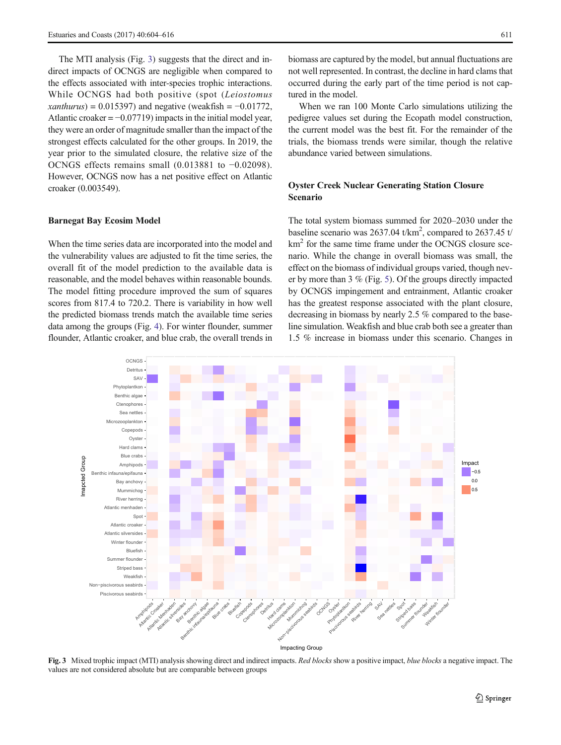The MTI analysis (Fig. 3) suggests that the direct and indirect impacts of OCNGS are negligible when compared to the effects associated with inter-species trophic interactions. While OCNGS had both positive (spot (*Leiostomus xanthurus*) = 0.015397) and negative (weakfish = −0.01772, Atlantic croaker = −0.07719) impacts in the initial model year, they were an order of magnitude smaller than the impact of the strongest effects calculated for the other groups. In 2019, the year prior to the simulated closure, the relative size of the OCNGS effects remains small (0.013881 to −0.02098). However, OCNGS now has a net positive effect on Atlantic croaker (0.003549).

### Barnegat Bay Ecosim Model

When the time series data are incorporated into the model and the vulnerability values are adjusted to fit the time series, the overall fit of the model prediction to the available data is reasonable, and the model behaves within reasonable bounds. The model fitting procedure improved the sum of squares scores from 817.4 to 720.2. There is variability in how well the predicted biomass trends match the available time series data among the groups (Fig. 4). For winter flounder, summer flounder, Atlantic croaker, and blue crab, the overall trends in biomass are captured by the model, but annual fluctuations are not well represented. In contrast, the decline in hard clams that occurred during the early part of the time period is not captured in the model.

When we ran 100 Monte Carlo simulations utilizing the pedigree values set during the Ecopath model construction, the current model was the best fit. For the remainder of the trials, the biomass trends were similar, though the relative abundance varied between simulations.

### Oyster Creek Nuclear Generating Station Closure Scenario

The total system biomass summed for 2020–2030 under the baseline scenario was 2637.04 t/km$^2$, compared to 2637.45 t/km$^2$ for the same time frame under the OCNGS closure scenario. While the change in overall biomass was small, the effect on the biomass of individual groups varied, though never by more than 3 % (Fig. 5). Of the groups directly impacted by OCNGS impingement and entrainment, Atlantic croaker has the greatest response associated with the plant closure, decreasing in biomass by nearly 2.5 % compared to the baseline simulation. Weakfish and blue crab both see a greater than 1.5 % increase in biomass under this scenario. Changes in

**Fig. 3** Mixed trophic impact (MTI) analysis showing direct and indirect impacts. *Red blocks* show a positive impact, *blue blocks* a negative impact. The values are not considered absolute but are comparable between groups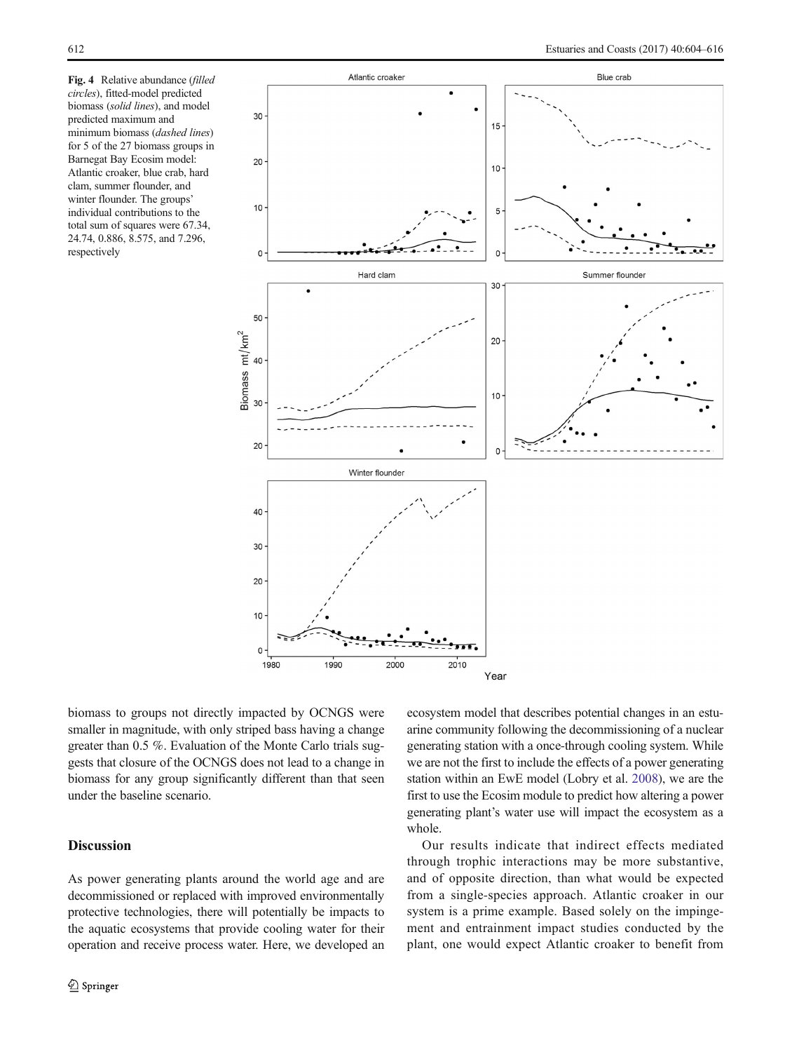**Fig. 4** Relative abundance (*filled circles*), fitted-model predicted biomass (*solid lines*), and model predicted maximum and minimum biomass (*dashed lines*) for 5 of the 27 biomass groups in Barnegat Bay Ecosim model: Atlantic croaker, blue crab, hard clam, summer flounder, and winter flounder. The groups' individual contributions to the total sum of squares were 67.34, 24.74, 0.886, 8.575, and 7.296, respectively

biomass to groups not directly impacted by OCNGS were smaller in magnitude, with only striped bass having a change greater than 0.5 %. Evaluation of the Monte Carlo trials suggests that closure of the OCNGS does not lead to a change in biomass for any group significantly different than that seen under the baseline scenario.

## Discussion

As power generating plants around the world age and are decommissioned or replaced with improved environmentally protective technologies, there will potentially be impacts to the aquatic ecosystems that provide cooling water for their operation and receive process water. Here, we developed an ecosystem model that describes potential changes in an estuarine community following the decommissioning of a nuclear generating station with a once-through cooling system. While we are not the first to include the effects of a power generating station within an EwE model (Lobry et al. 2008), we are the first to use the Ecosim module to predict how altering a power generating plant's water use will impact the ecosystem as a whole.

Our results indicate that indirect effects mediated through trophic interactions may be more substantive, and of opposite direction, than what would be expected from a single-species approach. Atlantic croaker in our system is a prime example. Based solely on the impingement and entrainment impact studies conducted by the plant, one would expect Atlantic croaker to benefit from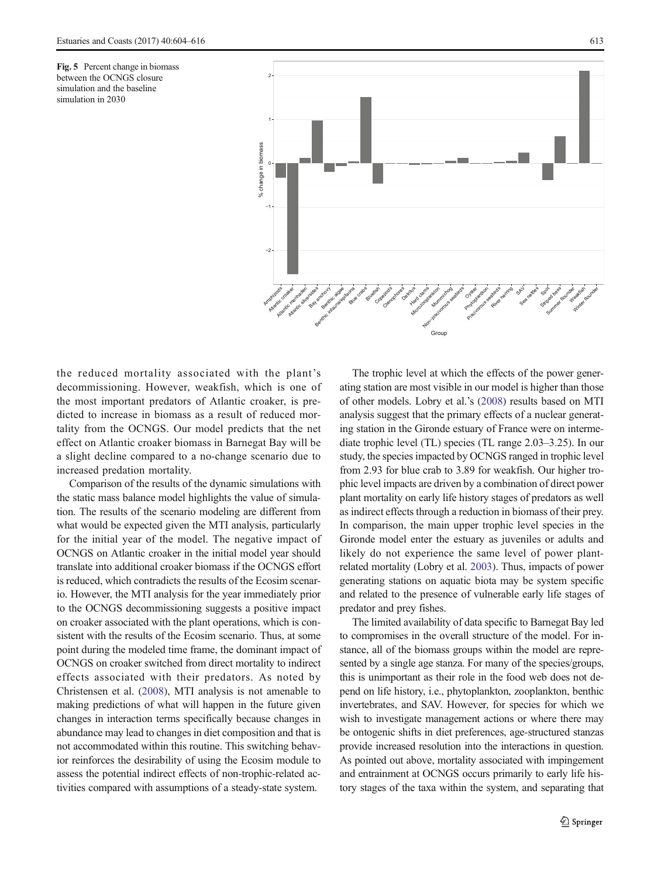Fig. 5 Percent change in biomass between the OCNGS closure simulation and the baseline simulation in 2030

the reduced mortality associated with the plant's decommissioning. However, weakfish, which is one of the most important predators of Atlantic croaker, is predicted to increase in biomass as a result of reduced mortality from the OCNGS. Our model predicts that the net effect on Atlantic croaker biomass in Barnegat Bay will be a slight decline compared to a no-change scenario due to increased predation mortality.

Comparison of the results of the dynamic simulations with the static mass balance model highlights the value of simulation. The results of the scenario modeling are different from what would be expected given the MTI analysis, particularly for the initial year of the model. The negative impact of OCNGS on Atlantic croaker in the initial model year should translate into additional croaker biomass if the OCNGS effort is reduced, which contradicts the results of the Ecosim scenario. However, the MTI analysis for the year immediately prior to the OCNGS decommissioning suggests a positive impact on croaker associated with the plant operations, which is consistent with the results of the Ecosim scenario. Thus, at some point during the modeled time frame, the dominant impact of OCNGS on croaker switched from direct mortality to indirect effects associated with their predators. As noted by Christensen et al. (2008), MTI analysis is not amenable to making predictions of what will happen in the future given changes in interaction terms specifically because changes in abundance may lead to changes in diet composition and that is not accommodated within this routine. This switching behavior reinforces the desirability of using the Ecosim module to assess the potential indirect effects of non-trophic-related activities compared with assumptions of a steady-state system.

The trophic level at which the effects of the power generating station are most visible in our model is higher than those of other models. Lobry et al.'s (2008) results based on MTI analysis suggest that the primary effects of a nuclear generating station in the Gironde estuary of France were on intermediate trophic level (TL) species (TL range 2.03–3.25). In our study, the species impacted by OCNGS ranged in trophic level from 2.93 for blue crab to 3.89 for weakfish. Our higher trophic level impacts are driven by a combination of direct power plant mortality on early life history stages of predators as well as indirect effects through a reduction in biomass of their prey. In comparison, the main upper trophic level species in the Gironde model enter the estuary as juveniles or adults and likely do not experience the same level of power plant-related mortality (Lobry et al. 2003). Thus, impacts of power generating stations on aquatic biota may be system specific and related to the presence of vulnerable early life stages of predator and prey fishes.

The limited availability of data specific to Barnegat Bay led to compromises in the overall structure of the model. For instance, all of the biomass groups within the model are represented by a single age stanza. For many of the species/groups, this is unimportant as their role in the food web does not depend on life history, i.e., phytoplankton, zooplankton, benthic invertebrates, and SAV. However, for species for which we wish to investigate management actions or where there may be ontogenic shifts in diet preferences, age-structured stanzas provide increased resolution into the interactions in question. As pointed out above, mortality associated with impingement and entrainment at OCNGS occurs primarily to early life history stages of the taxa within the system, and separating that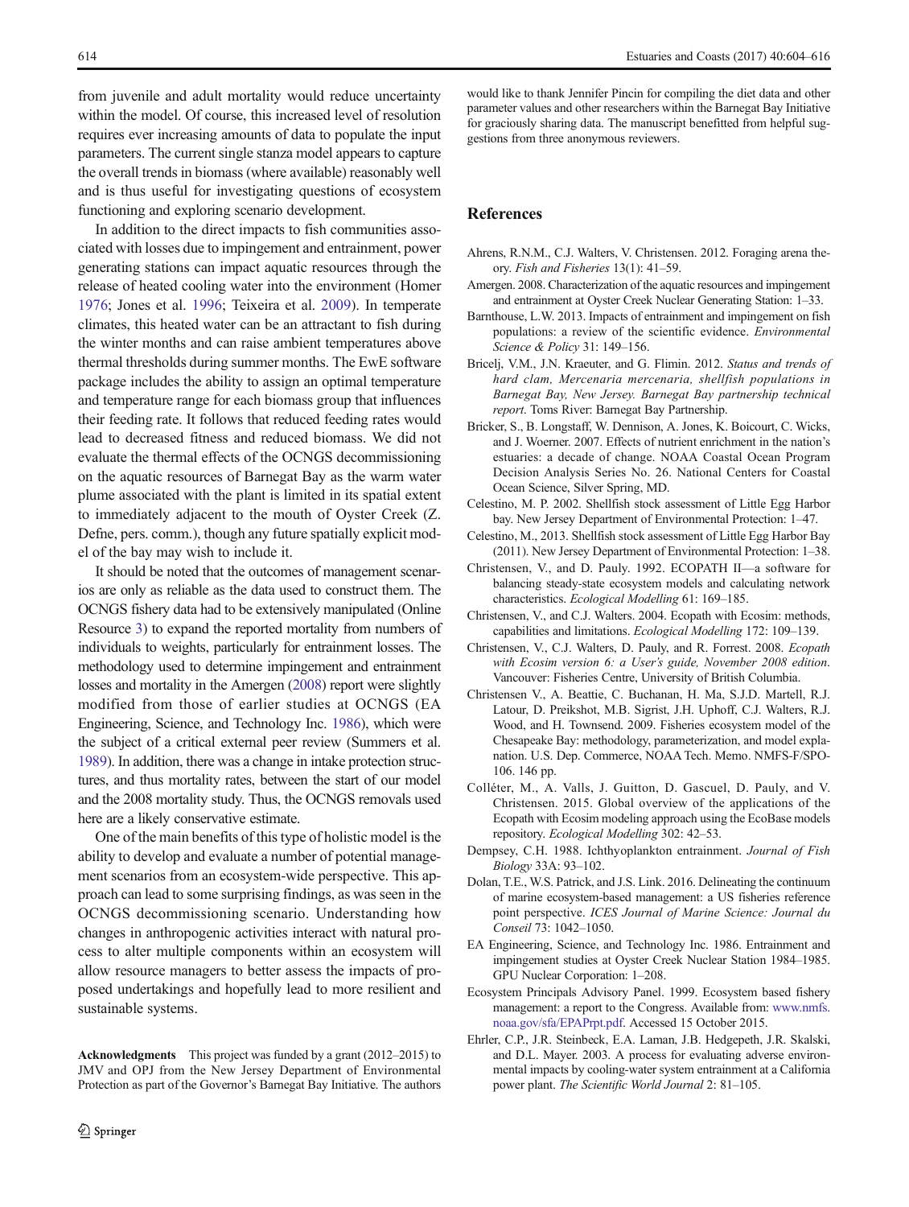from juvenile and adult mortality would reduce uncertainty within the model. Of course, this increased level of resolution requires ever increasing amounts of data to populate the input parameters. The current single stanza model appears to capture the overall trends in biomass (where available) reasonably well and is thus useful for investigating questions of ecosystem functioning and exploring scenario development.

In addition to the direct impacts to fish communities associated with losses due to impingement and entrainment, power generating stations can impact aquatic resources through the release of heated cooling water into the environment (Homer 1976; Jones et al. 1996; Teixeira et al. 2009). In temperate climates, this heated water can be an attractant to fish during the winter months and can raise ambient temperatures above thermal thresholds during summer months. The EwE software package includes the ability to assign an optimal temperature and temperature range for each biomass group that influences their feeding rate. It follows that reduced feeding rates would lead to decreased fitness and reduced biomass. We did not evaluate the thermal effects of the OCNGS decommissioning on the aquatic resources of Barnegat Bay as the warm water plume associated with the plant is limited in its spatial extent to immediately adjacent to the mouth of Oyster Creek (Z. Defne, pers. comm.), though any future spatially explicit model of the bay may wish to include it.

It should be noted that the outcomes of management scenarios are only as reliable as the data used to construct them. The OCNGS fishery data had to be extensively manipulated (Online Resource 3) to expand the reported mortality from numbers of individuals to weights, particularly for entrainment losses. The methodology used to determine impingement and entrainment losses and mortality in the Amergen (2008) report were slightly modified from those of earlier studies at OCNGS (EA Engineering, Science, and Technology Inc. 1986), which were the subject of a critical external peer review (Summers et al. 1989). In addition, there was a change in intake protection structures, and thus mortality rates, between the start of our model and the 2008 mortality study. Thus, the OCNGS removals used here are a likely conservative estimate.

One of the main benefits of this type of holistic model is the ability to develop and evaluate a number of potential management scenarios from an ecosystem-wide perspective. This approach can lead to some surprising findings, as was seen in the OCNGS decommissioning scenario. Understanding how changes in anthropogenic activities interact with natural process to alter multiple components within an ecosystem will allow resource managers to better assess the impacts of proposed undertakings and hopefully lead to more resilient and sustainable systems.

**Acknowledgments** This project was funded by a grant (2012–2015) to JMV and OPJ from the New Jersey Department of Environmental Protection as part of the Governor's Barnegat Bay Initiative. The authors would like to thank Jennifer Pincin for compiling the diet data and other parameter values and other researchers within the Barnegat Bay Initiative for graciously sharing data. The manuscript benefitted from helpful suggestions from three anonymous reviewers.

## References

Ahrens, R.N.M., C.J. Walters, V. Christensen. 2012. Foraging arena theory. *Fish and Fisheries* 13(1): 41–59.

Amergen. 2008. Characterization of the aquatic resources and impingement and entrainment at Oyster Creek Nuclear Generating Station: 1–33.

Barnthouse, L.W. 2013. Impacts of entrainment and impingement on fish populations: a review of the scientific evidence. *Environmental Science & Policy* 31: 149–156.

Bricelj, V.M., J.N. Kraeuter, and G. Flimin. 2012. *Status and trends of hard clam, Mercenaria mercenaria, shellfish populations in Barnegat Bay, New Jersey. Barnegat Bay partnership technical report*. Toms River: Barnegat Bay Partnership.

Bricker, S., B. Longstaff, W. Dennison, A. Jones, K. Boicourt, C. Wicks, and J. Woerner. 2007. Effects of nutrient enrichment in the nation's estuaries: a decade of change. NOAA Coastal Ocean Program Decision Analysis Series No. 26. National Centers for Coastal Ocean Science, Silver Spring, MD.

Celestino, M. P. 2002. Shellfish stock assessment of Little Egg Harbor bay. New Jersey Department of Environmental Protection: 1–47.

Celestino, M., 2013. Shellfish stock assessment of Little Egg Harbor Bay (2011). New Jersey Department of Environmental Protection: 1–38.

Christensen, V., and D. Pauly. 1992. ECOPATH II—a software for balancing steady-state ecosystem models and calculating network characteristics. *Ecological Modelling* 61: 169–185.

Christensen, V., and C.J. Walters. 2004. Ecopath with Ecosim: methods, capabilities and limitations. *Ecological Modelling* 172: 109–139.

Christensen, V., C.J. Walters, D. Pauly, and R. Forrest. 2008. *Ecopath with Ecosim version 6: a User's guide, November 2008 edition*. Vancouver: Fisheries Centre, University of British Columbia.

Christensen V., A. Beattie, C. Buchanan, H. Ma, S.J.D. Martell, R.J. Latour, D. Preikshot, M.B. Sigrist, J.H. Uphoff, C.J. Walters, R.J. Wood, and H. Townsend. 2009. Fisheries ecosystem model of the Chesapeake Bay: methodology, parameterization, and model explanation. U.S. Dep. Commerce, NOAA Tech. Memo. NMFS-F/SPO-106. 146 pp.

Colléter, M., A. Valls, J. Guitton, D. Gascuel, D. Pauly, and V. Christensen. 2015. Global overview of the applications of the Ecopath with Ecosim modeling approach using the EcoBase models repository. *Ecological Modelling* 302: 42–53.

Dempsey, C.H. 1988. Ichthyoplankton entrainment. *Journal of Fish Biology* 33A: 93–102.

Dolan, T.E., W.S. Patrick, and J.S. Link. 2016. Delineating the continuum of marine ecosystem-based management: a US fisheries reference point perspective. *ICES Journal of Marine Science: Journal du Conseil* 73: 1042–1050.

EA Engineering, Science, and Technology Inc. 1986. Entrainment and impingement studies at Oyster Creek Nuclear Station 1984–1985. GPU Nuclear Corporation: 1–208.

Ecosystem Principals Advisory Panel. 1999. Ecosystem based fishery management: a report to the Congress. Available from: www.nmfs.noaa.gov/sfa/EPAPrpt.pdf. Accessed 15 October 2015.

Ehrler, C.P., J.R. Steinbeck, E.A. Laman, J.B. Hedgepeth, J.R. Skalski, and D.L. Mayer. 2003. A process for evaluating adverse environmental impacts by cooling-water system entrainment at a California power plant. *The Scientific World Journal* 2: 81–105.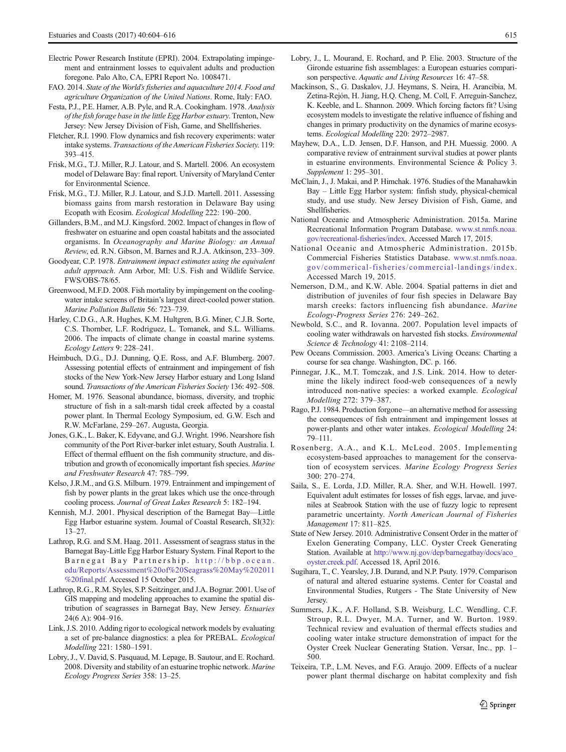Electric Power Research Institute (EPRI). 2004. Extrapolating impingement and entrainment losses to equivalent adults and production foregone. Palo Alto, CA, EPRI Report No. 1008471.

FAO. 2014. *State of the World's fisheries and aquaculture 2014. Food and agriculture Organization of the United Nations*. Rome, Italy: FAO.

Festa, P.J., P.E. Hamer, A.B. Pyle, and R.A. Cookingham. 1978. *Analysis of the fish forage base in the little Egg Harbor estuary*. Trenton, New Jersey: New Jersey Division of Fish, Game, and Shellfisheries.

Fletcher, R.I. 1990. Flow dynamics and fish recovery experiments: water intake systems. *Transactions of the American Fisheries Society*. 119: 393–415.

Frisk, M.G., T.J. Miller, R.J. Latour, and S. Martell. 2006. An ecosystem model of Delaware Bay: final report. University of Maryland Center for Environmental Science.

Frisk, M.G., T.J. Miller, R.J. Latour, and S.J.D. Martell. 2011. Assessing biomass gains from marsh restoration in Delaware Bay using Ecopath with Ecosim. *Ecological Modelling* 222: 190–200.

Gillanders, B.M., and M.J. Kingsford. 2002. Impact of changes in flow of freshwater on estuarine and open coastal habitats and the associated organisms. In *Oceanography and Marine Biology: an Annual Review*, ed. R.N. Gibson, M. Barnes and R.J.A. Atkinson, 233–309.

Goodyear, C.P. 1978. *Entrainment impact estimates using the equivalent adult approach*. Ann Arbor, MI: U.S. Fish and Wildlife Service. FWS/OBS-78/65.

Greenwood, M.F.D. 2008. Fish mortality by impingement on the cooling-water intake screens of Britain's largest direct-cooled power station. *Marine Pollution Bulletin* 56: 723–739.

Harley, C.D.G., A.R. Hughes, K.M. Hultgren, B.G. Miner, C.J.B. Sorte, C.S. Thornber, L.F. Rodriguez, L. Tomanek, and S.L. Williams. 2006. The impacts of climate change in coastal marine systems. *Ecology Letters* 9: 228–241.

Heimbuch, D.G., D.J. Dunning, Q.E. Ross, and A.F. Blumberg. 2007. Assessing potential effects of entrainment and impingement of fish stocks of the New York-New Jersey Harbor estuary and Long Island sound. *Transactions of the American Fisheries Society* 136: 492–508.

Homer, M. 1976. Seasonal abundance, biomass, diversity, and trophic structure of fish in a salt-marsh tidal creek affected by a coastal power plant. In Thermal Ecology Symposium, ed. G.W. Esch and R.W. McFarlane, 259–267. Augusta, Georgia.

Jones, G.K., L. Baker, K. Edyvane, and G.J. Wright. 1996. Nearshore fish community of the Port River-barker inlet estuary, South Australia. I. Effect of thermal effluent on the fish community structure, and distribution and growth of economically important fish species. *Marine and Freshwater Research* 47: 785–799.

Kelso, J.R.M., and G.S. Milburn. 1979. Entrainment and impingement of fish by power plants in the great lakes which use the once-through cooling process. *Journal of Great Lakes Research* 5: 182–194.

Kennish, M.J. 2001. Physical description of the Barnegat Bay—Little Egg Harbor estuarine system. Journal of Coastal Research, SI(32): 13–27.

Lathrop, R.G. and S.M. Haag. 2011. Assessment of seagrass status in the Barnegat Bay-Little Egg Harbor Estuary System. Final Report to the Barnegat Bay Partnership. http://bbp.ocean.edu/Reports/Assessment%20of%20Seagrass%20May%202011%20final.pdf. Accessed 15 October 2015.

Lathrop, R.G., R.M. Styles, S.P. Seitzinger, and J.A. Bognar. 2001. Use of GIS mapping and modeling approaches to examine the spatial distribution of seagrasses in Barnegat Bay, New Jersey. *Estuaries* 24(6 A): 904–916.

Link, J.S. 2010. Adding rigor to ecological network models by evaluating a set of pre-balance diagnostics: a plea for PREBAL. *Ecological Modelling* 221: 1580–1591.

Lobry, J., V. David, S. Pasquaud, M. Lepage, B. Sautour, and E. Rochard. 2008. Diversity and stability of an estuarine trophic network. *Marine Ecology Progress Series* 358: 13–25.

Lobry, J., L. Mourand, E. Rochard, and P. Elie. 2003. Structure of the Gironde estuarine fish assemblages: a European estuaries comparison perspective. *Aquatic and Living Resources* 16: 47–58.

Mackinson, S., G. Daskalov, J.J. Heymans, S. Neira, H. Arancibia, M. Zetina-Rejón, H. Jiang, H.Q. Cheng, M. Coll, F. Arreguin-Sanchez, K. Keeble, and L. Shannon. 2009. Which forcing factors fit? Using ecosystem models to investigate the relative influence of fishing and changes in primary productivity on the dynamics of marine ecosystems. *Ecological Modelling* 220: 2972–2987.

Mayhew, D.A., L.D. Jensen, D.F. Hanson, and P.H. Muessig. 2000. A comparative review of entrainment survival studies at power plants in estuarine environments. Environmental Science & Policy 3. *Supplement* 1: 295–301.

McClain, J., J. Makai, and P. Himchak. 1976. Studies of the Manahawkin Bay – Little Egg Harbor system: finfish study, physical-chemical study, and use study. New Jersey Division of Fish, Game, and Shellfisheries.

National Oceanic and Atmospheric Administration. 2015a. Marine Recreational Information Program Database. www.st.nmfs.noaa.gov/recreational-fisheries/index. Accessed March 17, 2015.

National Oceanic and Atmospheric Administration. 2015b. Commercial Fisheries Statistics Database. www.st.nmfs.noaa.gov/commerical-fisheries/commercial-landings/index. Accessed March 19, 2015.

Nemerson, D.M., and K.W. Able. 2004. Spatial patterns in diet and distribution of juveniles of four fish species in Delaware Bay marsh creeks: factors influencing fish abundance. *Marine Ecology-Progress Series* 276: 249–262.

Newbold, S.C., and R. Iovanna. 2007. Population level impacts of cooling water withdrawals on harvested fish stocks. *Environmental Science & Technology* 41: 2108–2114.

Pew Oceans Commission. 2003. America's Living Oceans: Charting a course for sea change. Washington, DC. p. 166.

Pinnegar, J.K., M.T. Tomczak, and J.S. Link. 2014. How to determine the likely indirect food-web consequences of a newly introduced non-native species: a worked example. *Ecological Modelling* 272: 379–387.

Rago, P.J. 1984. Production forgone—an alternative method for assessing the consequences of fish entrainment and impingement losses at power-plants and other water intakes. *Ecological Modelling* 24: 79–111.

Rosenberg, A.A., and K.L. McLeod. 2005. Implementing ecosystem-based approaches to management for the conservation of ecosystem services. *Marine Ecology Progress Series* 300: 270–274.

Saila, S., E. Lorda, J.D. Miller, R.A. Sher, and W.H. Howell. 1997. Equivalent adult estimates for losses of fish eggs, larvae, and juveniles at Seabrook Station with the use of fuzzy logic to represent parametric uncertainty. *North American Journal of Fisheries Management* 17: 811–825.

State of New Jersey. 2010. Administrative Consent Order in the matter of Exelon Generating Company, LLC. Oyster Creek Generating Station. Available at http://www.nj.gov/dep/barnegatbay/docs/aco_oyster.creek.pdf. Accessed 18, April 2016.

Sugihara, T., C. Yearsley, J.B. Durand, and N.P. Psuty. 1979. Comparison of natural and altered estuarine systems. Center for Coastal and Environmental Studies, Rutgers - The State University of New Jersey.

Summers, J.K., A.F. Holland, S.B. Weisburg, L.C. Wendling, C.F. Stroup, R.L. Dwyer, M.A. Turner, and W. Burton. 1989. Technical review and evaluation of thermal effects studies and cooling water intake structure demonstration of impact for the Oyster Creek Nuclear Generating Station. Versar, Inc., pp. 1–500.

Teixeira, T.P., L.M. Neves, and F.G. Araujo. 2009. Effects of a nuclear power plant thermal discharge on habitat complexity and fish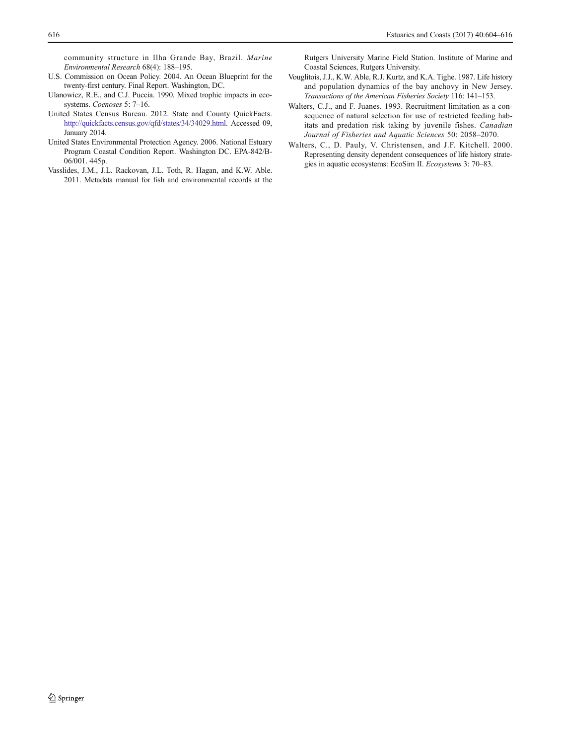community structure in Ilha Grande Bay, Brazil. *Marine Environmental Research* 68(4): 188–195.

U.S. Commission on Ocean Policy. 2004. An Ocean Blueprint for the twenty-first century. Final Report. Washington, DC.

Ulanowicz, R.E., and C.J. Puccia. 1990. Mixed trophic impacts in ecosystems. *Coenoses* 5: 7–16.

United States Census Bureau. 2012. State and County QuickFacts. http://quickfacts.census.gov/qfd/states/34/34029.html. Accessed 09, January 2014.

United States Environmental Protection Agency. 2006. National Estuary Program Coastal Condition Report. Washington DC. EPA-842/B-06/001. 445p.

Vasslides, J.M., J.L. Rackovan, J.L. Toth, R. Hagan, and K.W. Able. 2011. Metadata manual for fish and environmental records at the Rutgers University Marine Field Station. Institute of Marine and Coastal Sciences, Rutgers University.

Vouglitois, J.J., K.W. Able, R.J. Kurtz, and K.A. Tighe. 1987. Life history and population dynamics of the bay anchovy in New Jersey. *Transactions of the American Fisheries Society* 116: 141–153.

Walters, C.J., and F. Juanes. 1993. Recruitment limitation as a consequence of natural selection for use of restricted feeding habitats and predation risk taking by juvenile fishes. *Canadian Journal of Fisheries and Aquatic Sciences* 50: 2058–2070.

Walters, C., D. Pauly, V. Christensen, and J.F. Kitchell. 2000. Representing density dependent consequences of life history strategies in aquatic ecosystems: EcoSim II. *Ecosystems* 3: 70–83.